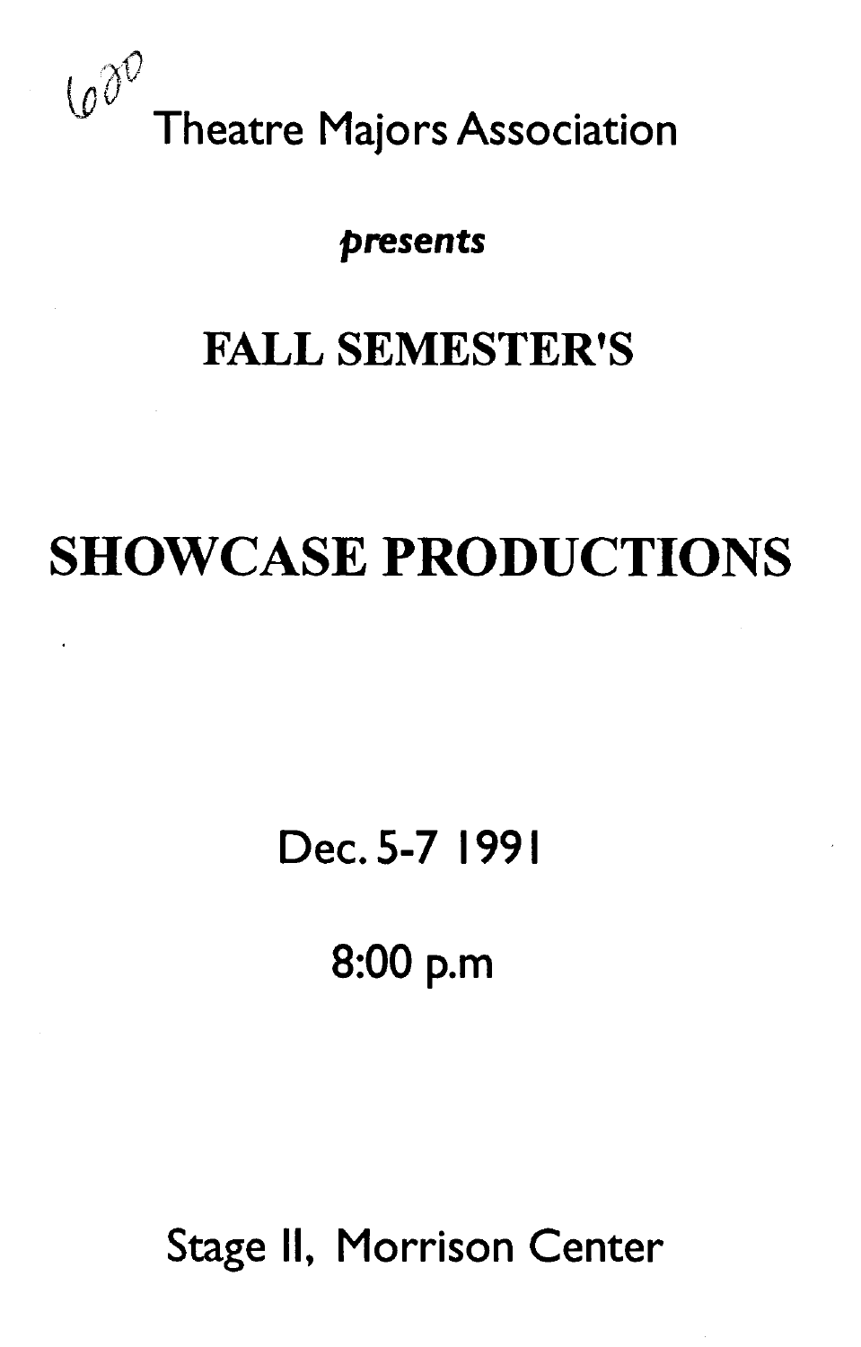6020

Theatre Majors Association

*presents*

## FALL SEMESTER'S

# SHOWCASE PRODUCTIONS

Dec. 5-7 1991

8:00 p.m

Stage II, Morrison Center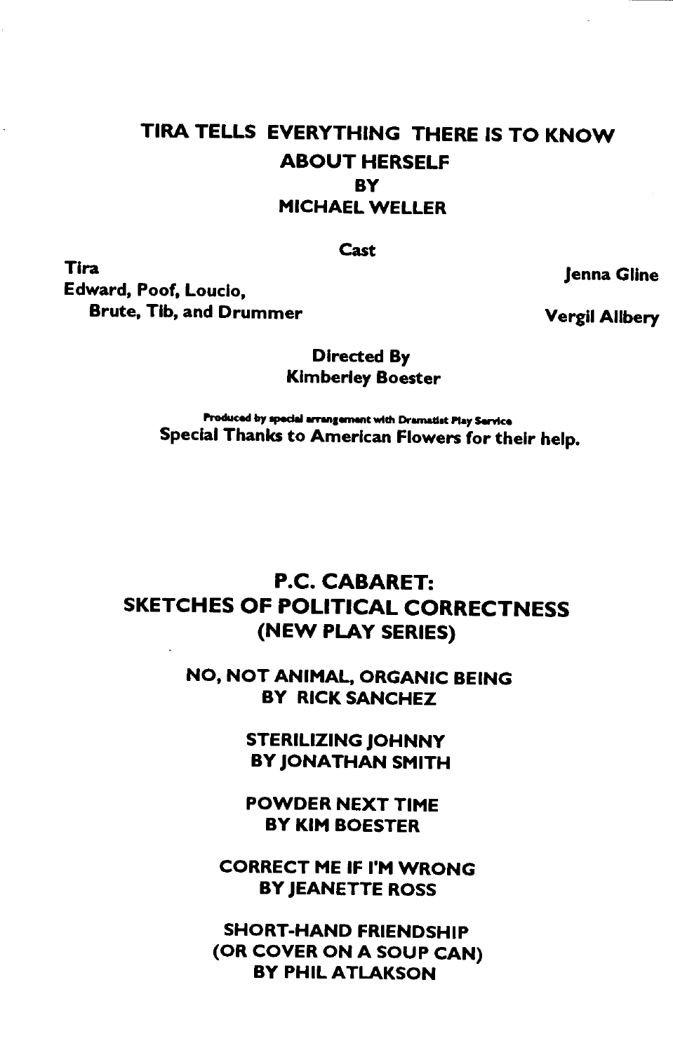## TIRA TELLS EVERYTHING THERE IS TO KNOW ABOUT HERSELF

**BY**

**MICHAEL WELLER**

**Cast**

| | |
|---|---|
| **Tira** | **Jenna Gline** |
| **Edward, Poof, Loucio, Brute, Tib, and Drummer** | **Vergil Allbery** |

**Directed By**
**Kimberley Boester**

**Produced by special arrangement with Dramatist Play Service**

**Special Thanks to American Flowers for their help.**

## P.C. CABARET: SKETCHES OF POLITICAL CORRECTNESS (NEW PLAY SERIES)

**NO, NOT ANIMAL, ORGANIC BEING**
**BY RICK SANCHEZ**

**STERILIZING JOHNNY**
**BY JONATHAN SMITH**

**POWDER NEXT TIME**
**BY KIM BOESTER**

**CORRECT ME IF I'M WRONG**
**BY JEANETTE ROSS**

**SHORT-HAND FRIENDSHIP**
**(OR COVER ON A SOUP CAN)**
**BY PHIL ATLAKSON**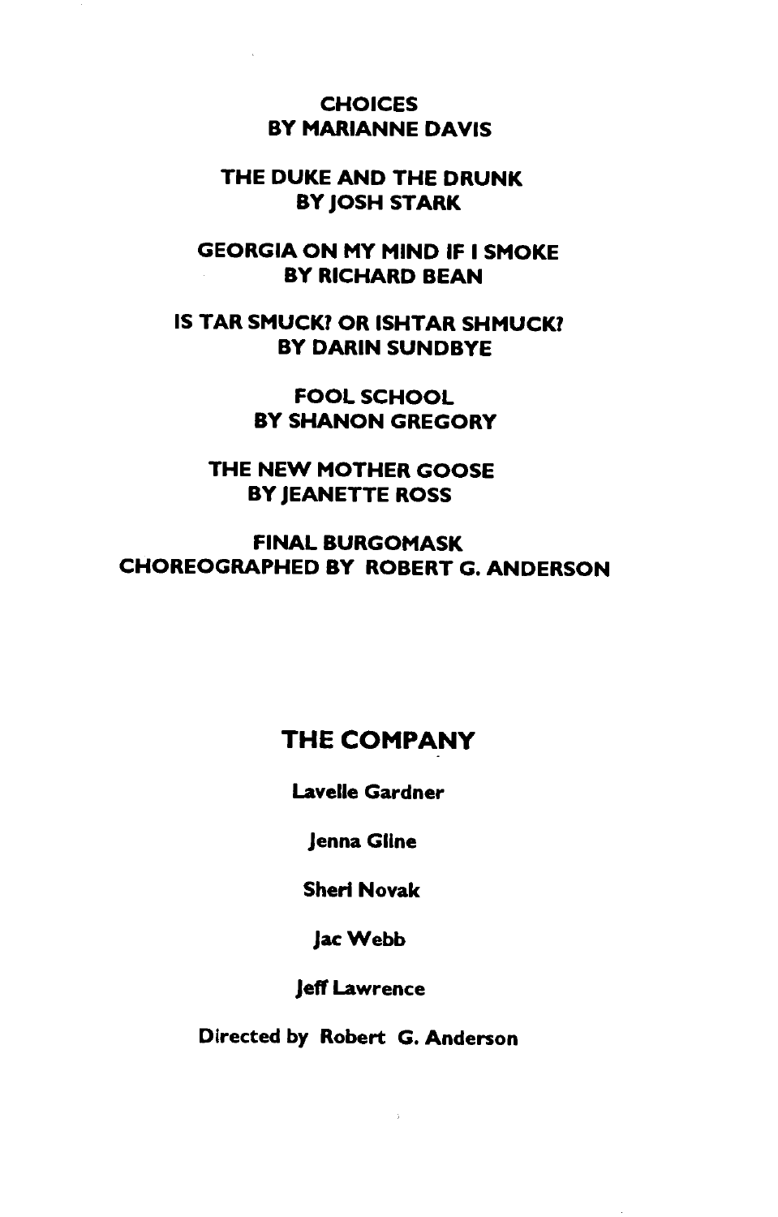**CHOICES**
**BY MARIANNE DAVIS**

**THE DUKE AND THE DRUNK**
**BY JOSH STARK**

**GEORGIA ON MY MIND IF I SMOKE**
**BY RICHARD BEAN**

**IS TAR SMUCK? OR ISHTAR SHMUCK?**
**BY DARIN SUNDBYE**

**FOOL SCHOOL**
**BY SHANON GREGORY**

**THE NEW MOTHER GOOSE**
**BY JEANETTE ROSS**

**FINAL BURGOMASK**
**CHOREOGRAPHED BY ROBERT G. ANDERSON**

## THE COMPANY

**Lavelle Gardner**

**Jenna Gline**

**Sheri Novak**

**Jac Webb**

**Jeff Lawrence**

**Directed by Robert G. Anderson**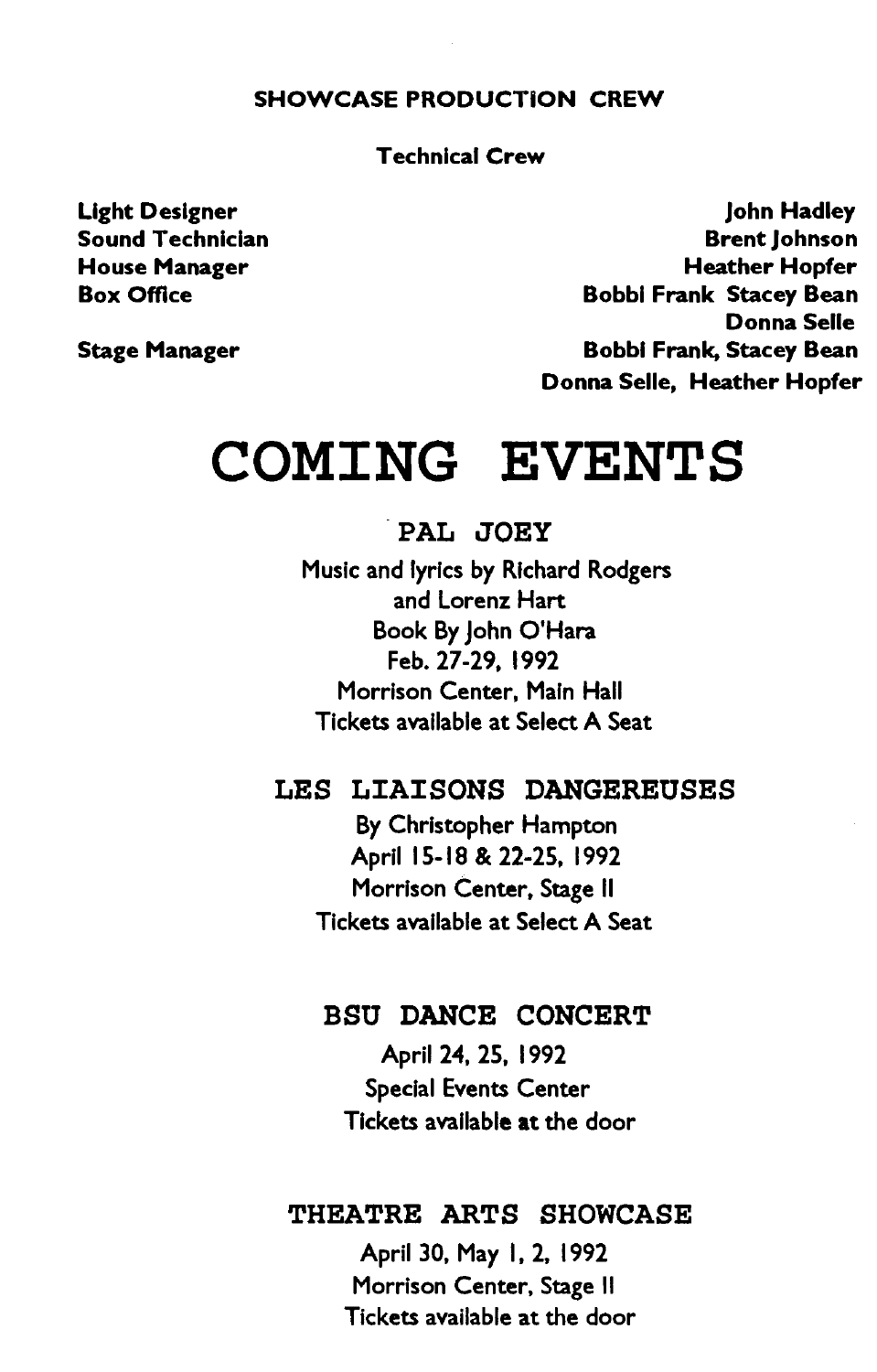## SHOWCASE PRODUCTION CREW

**Technical Crew**

| | |
|---|---|
| **Light Designer** | **John Hadley** |
| **Sound Technician** | **Brent Johnson** |
| **House Manager** | **Heather Hopfer** |
| **Box Office** | **Bobbi Frank Stacey Bean Donna Selle** |
| **Stage Manager** | **Bobbi Frank, Stacey Bean Donna Selle, Heather Hopfer** |

# COMING EVENTS

### PAL JOEY

Music and lyrics by Richard Rodgers
and Lorenz Hart
Book By John O'Hara
Feb. 27-29, 1992
Morrison Center, Main Hall
Tickets available at Select A Seat

### LES LIAISONS DANGEREUSES

By Christopher Hampton
April 15-18 & 22-25, 1992
Morrison Center, Stage II
Tickets available at Select A Seat

### BSU DANCE CONCERT

April 24, 25, 1992
Special Events Center
Tickets available at the door

### THEATRE ARTS SHOWCASE

April 30, May 1, 2, 1992
Morrison Center, Stage II
Tickets available at the door